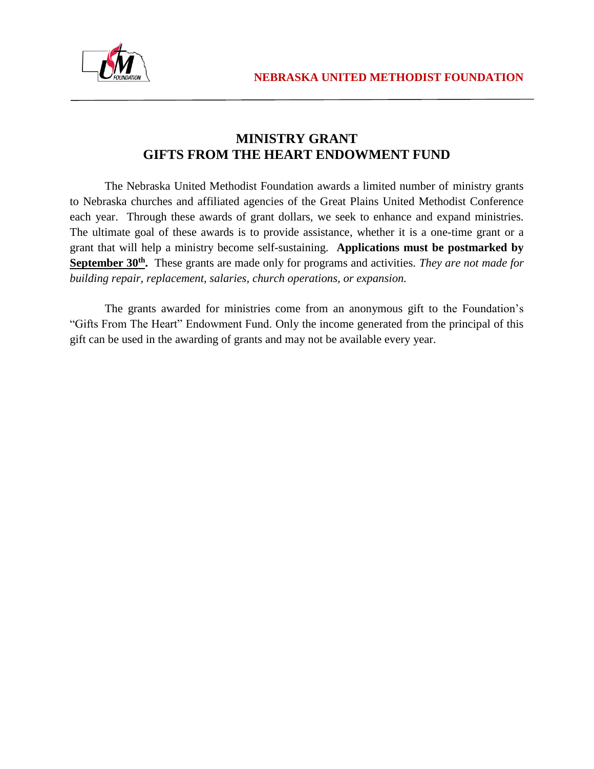**NEBRASKA UNITED METHODIST FOUNDATION**

# MINISTRY GRANT
# GIFTS FROM THE HEART ENDOWMENT FUND

The Nebraska United Methodist Foundation awards a limited number of ministry grants to Nebraska churches and affiliated agencies of the Great Plains United Methodist Conference each year. Through these awards of grant dollars, we seek to enhance and expand ministries. The ultimate goal of these awards is to provide assistance, whether it is a one-time grant or a grant that will help a ministry become self-sustaining. **Applications must be postmarked by September 30th.** These grants are made only for programs and activities. *They are not made for building repair, replacement, salaries, church operations, or expansion.*

The grants awarded for ministries come from an anonymous gift to the Foundation's "Gifts From The Heart" Endowment Fund. Only the income generated from the principal of this gift can be used in the awarding of grants and may not be available every year.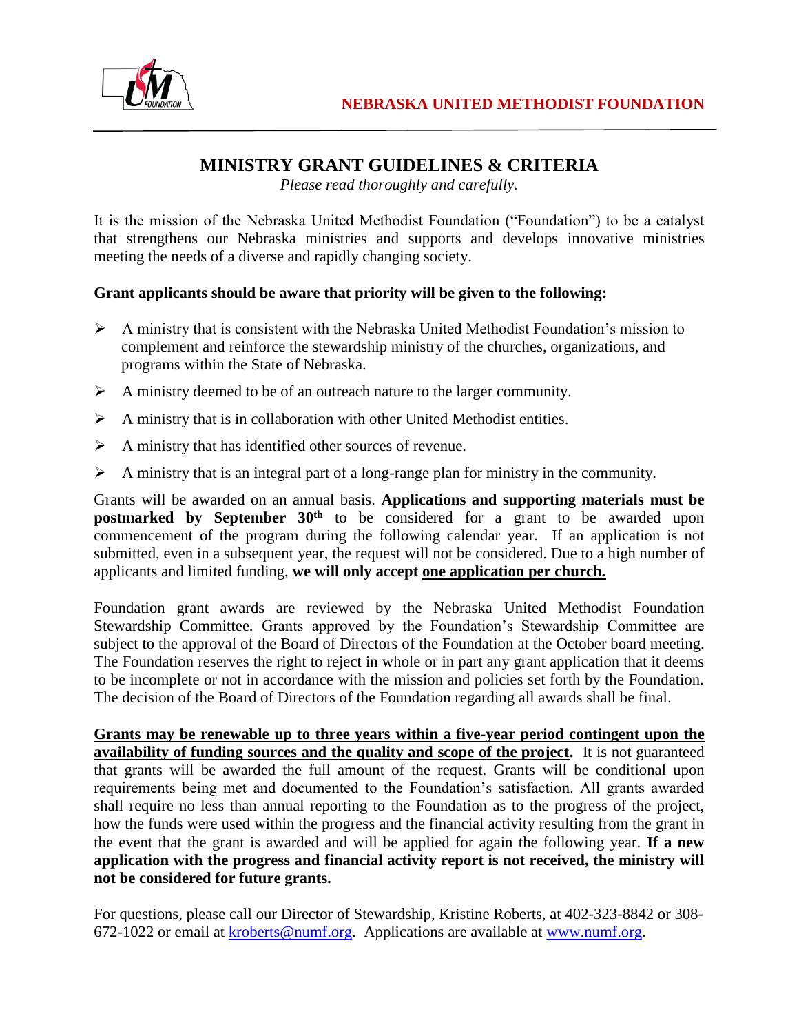NEBRASKA UNITED METHODIST FOUNDATION

# MINISTRY GRANT GUIDELINES & CRITERIA

*Please read thoroughly and carefully.*

It is the mission of the Nebraska United Methodist Foundation ("Foundation") to be a catalyst that strengthens our Nebraska ministries and supports and develops innovative ministries meeting the needs of a diverse and rapidly changing society.

**Grant applicants should be aware that priority will be given to the following:**

- A ministry that is consistent with the Nebraska United Methodist Foundation's mission to complement and reinforce the stewardship ministry of the churches, organizations, and programs within the State of Nebraska.
- A ministry deemed to be of an outreach nature to the larger community.
- A ministry that is in collaboration with other United Methodist entities.
- A ministry that has identified other sources of revenue.
- A ministry that is an integral part of a long-range plan for ministry in the community.

Grants will be awarded on an annual basis. **Applications and supporting materials must be postmarked by September 30th** to be considered for a grant to be awarded upon commencement of the program during the following calendar year. If an application is not submitted, even in a subsequent year, the request will not be considered. Due to a high number of applicants and limited funding, **we will only accept <u>one application per church.</u>**

Foundation grant awards are reviewed by the Nebraska United Methodist Foundation Stewardship Committee. Grants approved by the Foundation's Stewardship Committee are subject to the approval of the Board of Directors of the Foundation at the October board meeting. The Foundation reserves the right to reject in whole or in part any grant application that it deems to be incomplete or not in accordance with the mission and policies set forth by the Foundation. The decision of the Board of Directors of the Foundation regarding all awards shall be final.

**<u>Grants may be renewable up to three years within a five-year period contingent upon the availability of funding sources and the quality and scope of the project</u>.** It is not guaranteed that grants will be awarded the full amount of the request. Grants will be conditional upon requirements being met and documented to the Foundation's satisfaction. All grants awarded shall require no less than annual reporting to the Foundation as to the progress of the project, how the funds were used within the progress and the financial activity resulting from the grant in the event that the grant is awarded and will be applied for again the following year. **If a new application with the progress and financial activity report is not received, the ministry will not be considered for future grants.**

For questions, please call our Director of Stewardship, Kristine Roberts, at 402-323-8842 or 308-672-1022 or email at kroberts@numf.org. Applications are available at www.numf.org.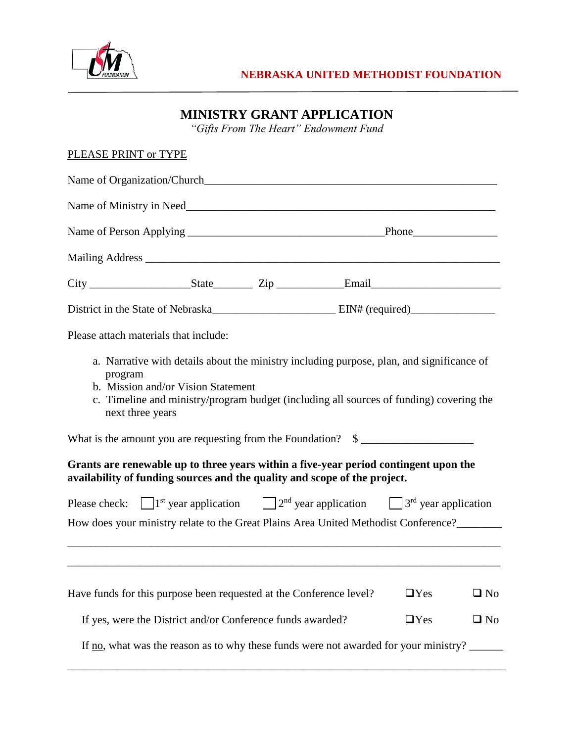**NEBRASKA UNITED METHODIST FOUNDATION**

# MINISTRY GRANT APPLICATION

*"Gifts From The Heart" Endowment Fund*

PLEASE PRINT or TYPE

Name of Organization/Church\_\_\_\_\_\_\_\_\_\_\_\_\_\_\_\_\_\_\_\_\_\_\_\_\_\_\_\_\_\_\_\_\_\_\_\_\_\_\_\_\_\_\_\_\_\_\_\_\_\_\_\_

Name of Ministry in Need\_\_\_\_\_\_\_\_\_\_\_\_\_\_\_\_\_\_\_\_\_\_\_\_\_\_\_\_\_\_\_\_\_\_\_\_\_\_\_\_\_\_\_\_\_\_\_\_\_\_\_\_\_\_\_\_

Name of Person Applying \_\_\_\_\_\_\_\_\_\_\_\_\_\_\_\_\_\_\_\_\_\_\_\_\_\_\_\_\_\_\_\_\_\_\_\_Phone\_\_\_\_\_\_\_\_\_\_\_\_\_\_\_\_

Mailing Address \_\_\_\_\_\_\_\_\_\_\_\_\_\_\_\_\_\_\_\_\_\_\_\_\_\_\_\_\_\_\_\_\_\_\_\_\_\_\_\_\_\_\_\_\_\_\_\_\_\_\_\_\_\_\_\_\_\_\_\_\_\_\_

City \_\_\_\_\_\_\_\_\_\_\_\_\_\_\_\_\_\_State\_\_\_\_\_\_\_ Zip \_\_\_\_\_\_\_\_\_\_\_\_Email\_\_\_\_\_\_\_\_\_\_\_\_\_\_\_\_\_\_\_\_\_\_\_\_

District in the State of Nebraska\_\_\_\_\_\_\_\_\_\_\_\_\_\_\_\_\_\_\_\_\_\_ EIN# (required)\_\_\_\_\_\_\_\_\_\_\_\_\_\_\_\_

Please attach materials that include:

a. Narrative with details about the ministry including purpose, plan, and significance of program
b. Mission and/or Vision Statement
c. Timeline and ministry/program budget (including all sources of funding) covering the next three years

What is the amount you are requesting from the Foundation? $ \_\_\_\_\_\_\_\_\_\_\_\_\_\_\_\_\_\_\_\_

**Grants are renewable up to three years within a five-year period contingent upon the availability of funding sources and the quality and scope of the project.**

Please check: ☐ 1st year application ☐ 2nd year application ☐ 3rd year application

How does your ministry relate to the Great Plains Area United Methodist Conference?\_\_\_\_\_\_\_\_

\_\_\_\_\_\_\_\_\_\_\_\_\_\_\_\_\_\_\_\_\_\_\_\_\_\_\_\_\_\_\_\_\_\_\_\_\_\_\_\_\_\_\_\_\_\_\_\_\_\_\_\_\_\_\_\_\_\_\_\_\_\_\_\_\_\_\_\_\_\_\_\_\_\_\_\_

\_\_\_\_\_\_\_\_\_\_\_\_\_\_\_\_\_\_\_\_\_\_\_\_\_\_\_\_\_\_\_\_\_\_\_\_\_\_\_\_\_\_\_\_\_\_\_\_\_\_\_\_\_\_\_\_\_\_\_\_\_\_\_\_\_\_\_\_\_\_\_\_\_\_\_\_

Have funds for this purpose been requested at the Conference level? ☐ Yes ☐ No

If yes, were the District and/or Conference funds awarded? ☐ Yes ☐ No

If no, what was the reason as to why these funds were not awarded for your ministry? \_\_\_\_\_\_

\_\_\_\_\_\_\_\_\_\_\_\_\_\_\_\_\_\_\_\_\_\_\_\_\_\_\_\_\_\_\_\_\_\_\_\_\_\_\_\_\_\_\_\_\_\_\_\_\_\_\_\_\_\_\_\_\_\_\_\_\_\_\_\_\_\_\_\_\_\_\_\_\_\_\_\_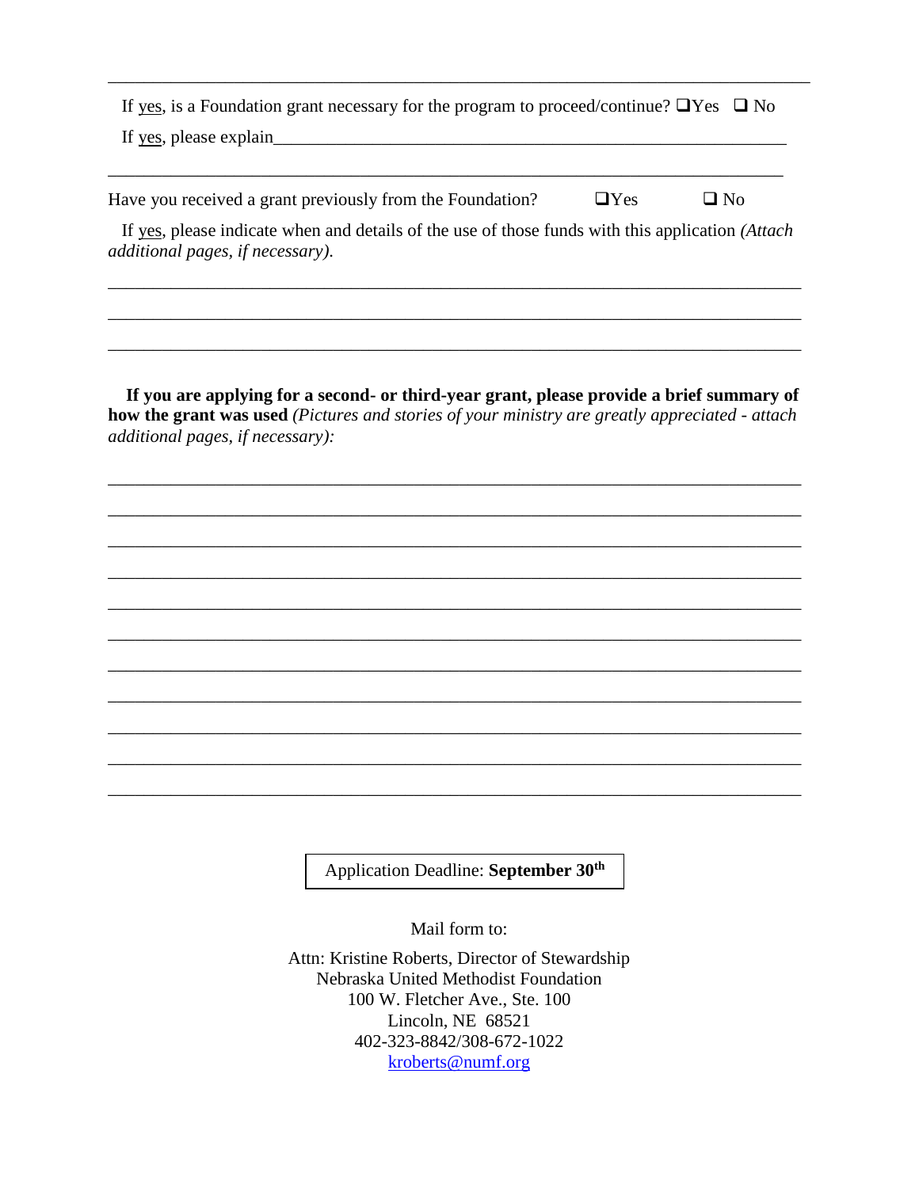---

If yes, is a Foundation grant necessary for the program to proceed/continue? ❑Yes ❑ No

If yes, please explain_______________________________________________________________

_______________________________________________________________________________

Have you received a grant previously from the Foundation? ❑Yes ❑ No

If yes, please indicate when and details of the use of those funds with this application *(Attach additional pages, if necessary).*

_______________________________________________________________________________

_______________________________________________________________________________

_______________________________________________________________________________

**If you are applying for a second- or third-year grant, please provide a brief summary of how the grant was used** *(Pictures and stories of your ministry are greatly appreciated - attach additional pages, if necessary):*

_______________________________________________________________________________

_______________________________________________________________________________

_______________________________________________________________________________

_______________________________________________________________________________

_______________________________________________________________________________

_______________________________________________________________________________

_______________________________________________________________________________

_______________________________________________________________________________

_______________________________________________________________________________

_______________________________________________________________________________

_______________________________________________________________________________

Application Deadline: **September 30th**

Mail form to:

Attn: Kristine Roberts, Director of Stewardship
Nebraska United Methodist Foundation
100 W. Fletcher Ave., Ste. 100
Lincoln, NE 68521
402-323-8842/308-672-1022
kroberts@numf.org